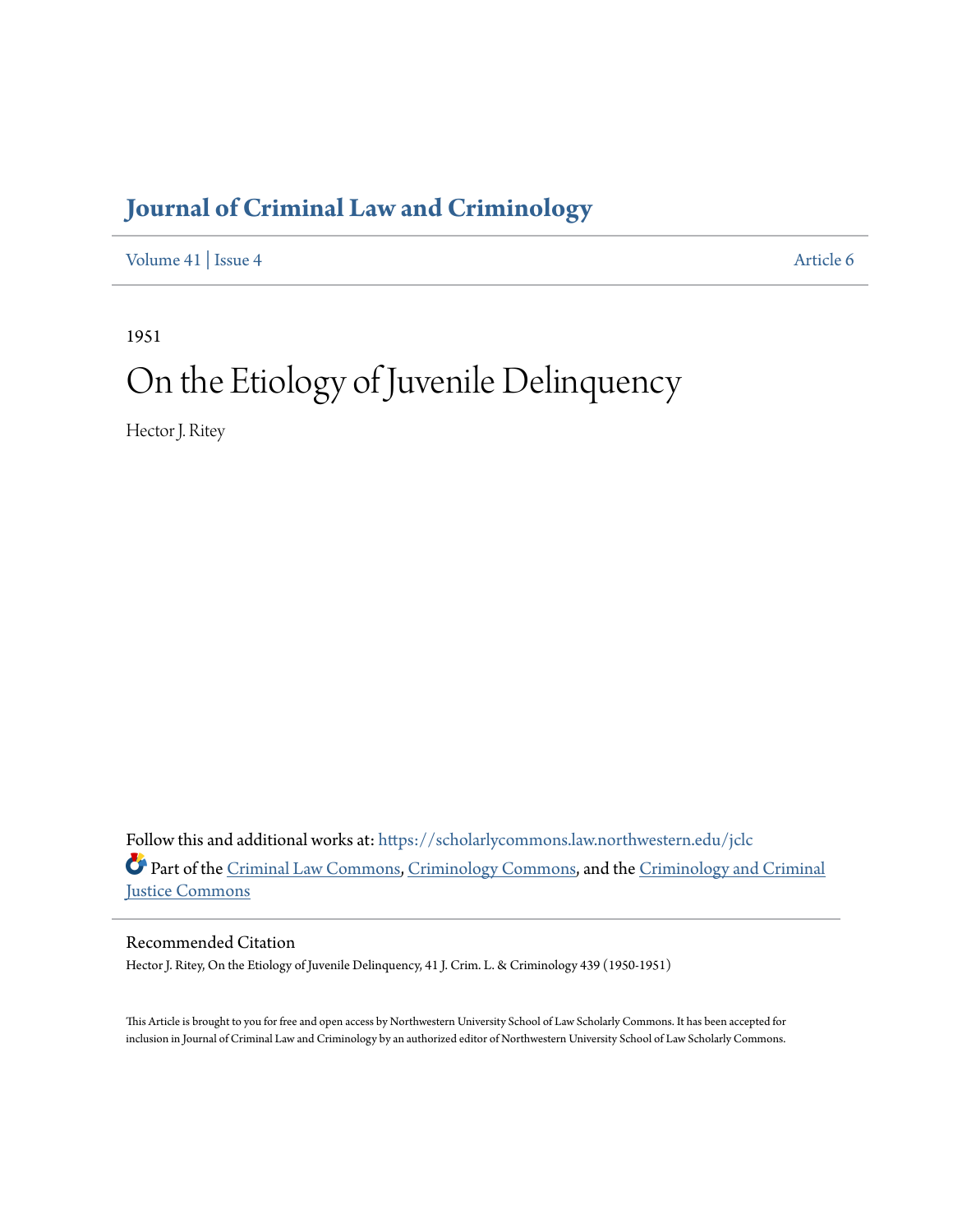# Journal of Criminal Law and Criminology

Volume 41 | Issue 4 Article 6

1951

# On the Etiology of Juvenile Delinquency

Hector J. Ritey

Follow this and additional works at: https://scholarlycommons.law.northwestern.edu/jclc

Part of the Criminal Law Commons, Criminology Commons, and the Criminology and Criminal Justice Commons

## Recommended Citation

Hector J. Ritey, On the Etiology of Juvenile Delinquency, 41 J. Crim. L. & Criminology 439 (1950-1951)

This Article is brought to you for free and open access by Northwestern University School of Law Scholarly Commons. It has been accepted for inclusion in Journal of Criminal Law and Criminology by an authorized editor of Northwestern University School of Law Scholarly Commons.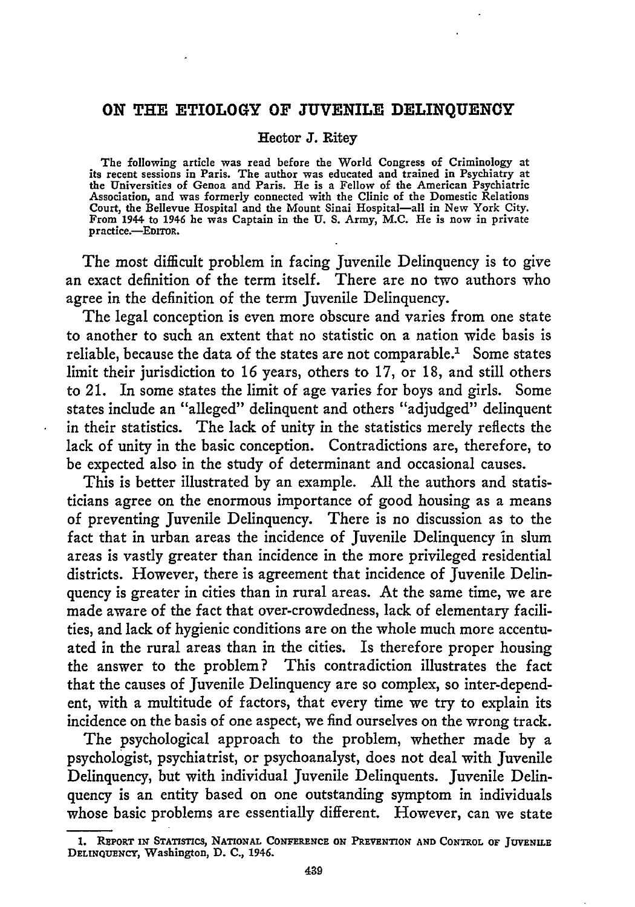# ON THE ETIOLOGY OF JUVENILE DELINQUENCY

Hector J. Ritey

The following article was read before the World Congress of Criminology at its recent sessions in Paris. The author was educated and trained in Psychiatry at the Universities of Genoa and Paris. He is a Fellow of the American Psychiatric Association, and was formerly connected with the Clinic of the Domestic Relations Court, the Bellevue Hospital and the Mount Sinai Hospital—all in New York City. From 1944 to 1946 he was Captain in the U. S. Army, M.C. He is now in private practice.—EDITOR.

The most difficult problem in facing Juvenile Delinquency is to give an exact definition of the term itself. There are no two authors who agree in the definition of the term Juvenile Delinquency.

The legal conception is even more obscure and varies from one state to another to such an extent that no statistic on a nation wide basis is reliable, because the data of the states are not comparable.[1] Some states limit their jurisdiction to 16 years, others to 17, or 18, and still others to 21. In some states the limit of age varies for boys and girls. Some states include an "alleged" delinquent and others "adjudged" delinquent in their statistics. The lack of unity in the statistics merely reflects the lack of unity in the basic conception. Contradictions are, therefore, to be expected also in the study of determinant and occasional causes.

This is better illustrated by an example. All the authors and statisticians agree on the enormous importance of good housing as a means of preventing Juvenile Delinquency. There is no discussion as to the fact that in urban areas the incidence of Juvenile Delinquency in slum areas is vastly greater than incidence in the more privileged residential districts. However, there is agreement that incidence of Juvenile Delinquency is greater in cities than in rural areas. At the same time, we are made aware of the fact that over-crowdedness, lack of elementary facilities, and lack of hygienic conditions are on the whole much more accentuated in the rural areas than in the cities. Is therefore proper housing the answer to the problem? This contradiction illustrates the fact that the causes of Juvenile Delinquency are so complex, so inter-dependent, with a multitude of factors, that every time we try to explain its incidence on the basis of one aspect, we find ourselves on the wrong track.

The psychological approach to the problem, whether made by a psychologist, psychiatrist, or psychoanalyst, does not deal with Juvenile Delinquency, but with individual Juvenile Delinquents. Juvenile Delinquency is an entity based on one outstanding symptom in individuals whose basic problems are essentially different. However, can we state

1. REPORT IN STATISTICS, NATIONAL CONFERENCE ON PREVENTION AND CONTROL OF JUVENILE DELINQUENCY, Washington, D. C., 1946.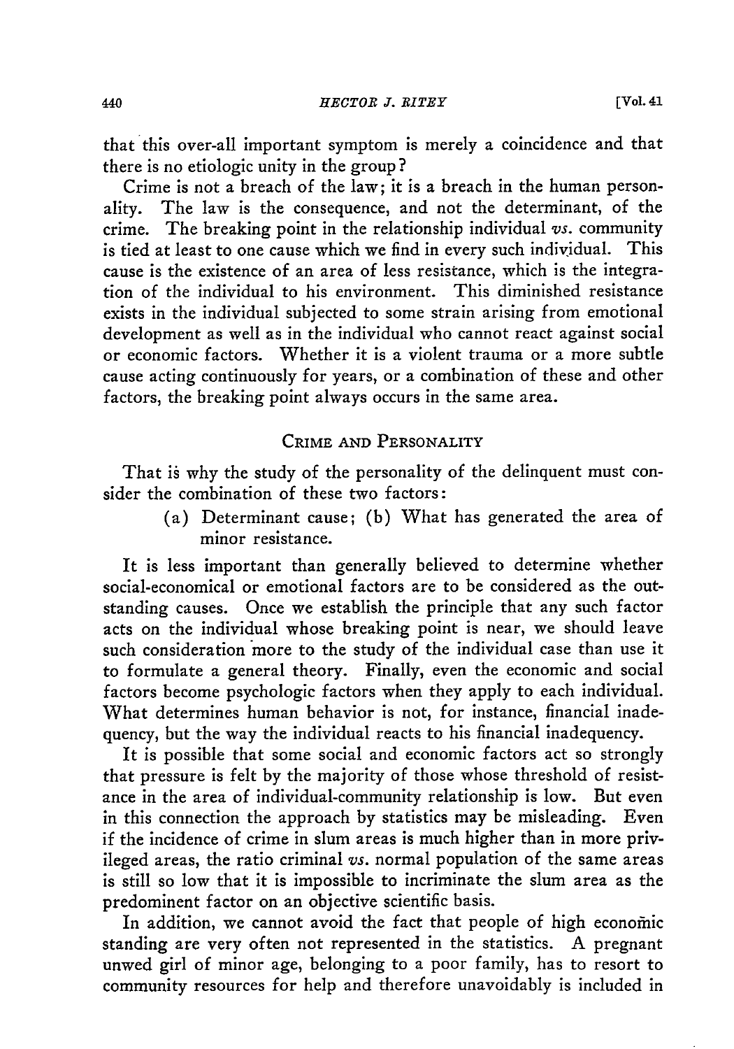that this over-all important symptom is merely a coincidence and that there is no etiologic unity in the group?

Crime is not a breach of the law; it is a breach in the human personality. The law is the consequence, and not the determinant, of the crime. The breaking point in the relationship individual *vs.* community is tied at least to one cause which we find in every such individual. This cause is the existence of an area of less resistance, which is the integration of the individual to his environment. This diminished resistance exists in the individual subjected to some strain arising from emotional development as well as in the individual who cannot react against social or economic factors. Whether it is a violent trauma or a more subtle cause acting continuously for years, or a combination of these and other factors, the breaking point always occurs in the same area.

## Crime and Personality

That is why the study of the personality of the delinquent must consider the combination of these two factors:

> (a) Determinant cause; (b) What has generated the area of minor resistance.

It is less important than generally believed to determine whether social-economical or emotional factors are to be considered as the outstanding causes. Once we establish the principle that any such factor acts on the individual whose breaking point is near, we should leave such consideration more to the study of the individual case than use it to formulate a general theory. Finally, even the economic and social factors become psychologic factors when they apply to each individual. What determines human behavior is not, for instance, financial inadequency, but the way the individual reacts to his financial inadequency.

It is possible that some social and economic factors act so strongly that pressure is felt by the majority of those whose threshold of resistance in the area of individual-community relationship is low. But even in this connection the approach by statistics may be misleading. Even if the incidence of crime in slum areas is much higher than in more privileged areas, the ratio criminal *vs.* normal population of the same areas is still so low that it is impossible to incriminate the slum area as the predominent factor on an objective scientific basis.

In addition, we cannot avoid the fact that people of high economic standing are very often not represented in the statistics. A pregnant unwed girl of minor age, belonging to a poor family, has to resort to community resources for help and therefore unavoidably is included in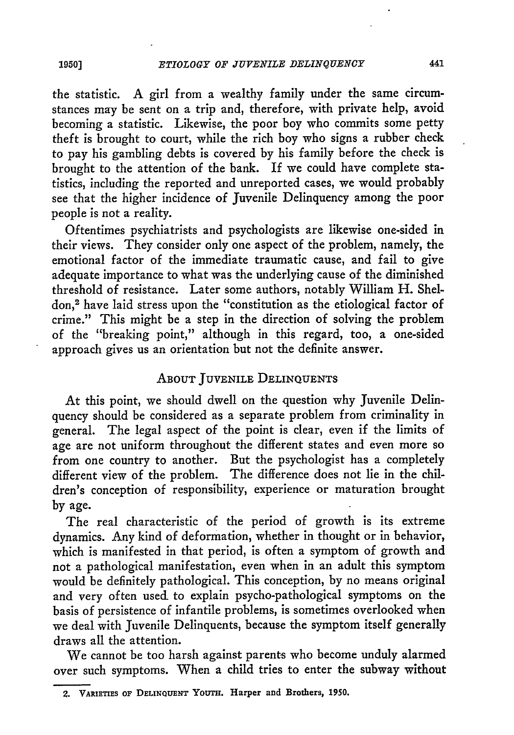the statistic. A girl from a wealthy family under the same circumstances may be sent on a trip and, therefore, with private help, avoid becoming a statistic. Likewise, the poor boy who commits some petty theft is brought to court, while the rich boy who signs a rubber check to pay his gambling debts is covered by his family before the check is brought to the attention of the bank. If we could have complete statistics, including the reported and unreported cases, we would probably see that the higher incidence of Juvenile Delinquency among the poor people is not a reality.

Oftentimes psychiatrists and psychologists are likewise one-sided in their views. They consider only one aspect of the problem, namely, the emotional factor of the immediate traumatic cause, and fail to give adequate importance to what was the underlying cause of the diminished threshold of resistance. Later some authors, notably William H. Sheldon,[2] have laid stress upon the "constitution as the etiological factor of crime." This might be a step in the direction of solving the problem of the "breaking point," although in this regard, too, a one-sided approach gives us an orientation but not the definite answer.

## About Juvenile Delinquents

At this point, we should dwell on the question why Juvenile Delinquency should be considered as a separate problem from criminality in general. The legal aspect of the point is clear, even if the limits of age are not uniform throughout the different states and even more so from one country to another. But the psychologist has a completely different view of the problem. The difference does not lie in the children's conception of responsibility, experience or maturation brought by age.

The real characteristic of the period of growth is its extreme dynamics. Any kind of deformation, whether in thought or in behavior, which is manifested in that period, is often a symptom of growth and not a pathological manifestation, even when in an adult this symptom would be definitely pathological. This conception, by no means original and very often used to explain psycho-pathological symptoms on the basis of persistence of infantile problems, is sometimes overlooked when we deal with Juvenile Delinquents, because the symptom itself generally draws all the attention.

We cannot be too harsh against parents who become unduly alarmed over such symptoms. When a child tries to enter the subway without

---

2. Varieties of Delinquent Youth. Harper and Brothers, 1950.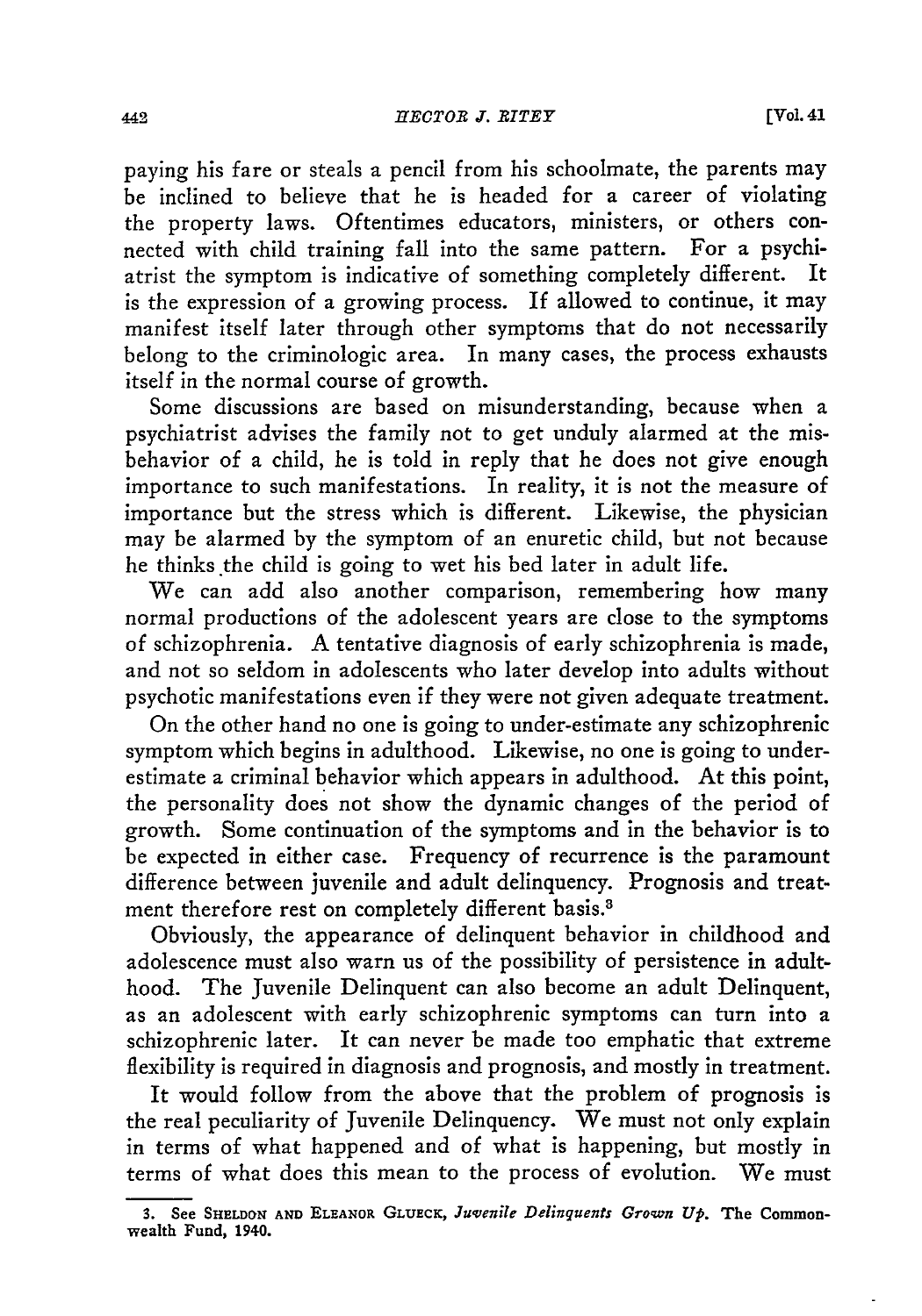paying his fare or steals a pencil from his schoolmate, the parents may be inclined to believe that he is headed for a career of violating the property laws. Oftentimes educators, ministers, or others connected with child training fall into the same pattern. For a psychiatrist the symptom is indicative of something completely different. It is the expression of a growing process. If allowed to continue, it may manifest itself later through other symptoms that do not necessarily belong to the criminologic area. In many cases, the process exhausts itself in the normal course of growth.

Some discussions are based on misunderstanding, because when a psychiatrist advises the family not to get unduly alarmed at the misbehavior of a child, he is told in reply that he does not give enough importance to such manifestations. In reality, it is not the measure of importance but the stress which is different. Likewise, the physician may be alarmed by the symptom of an enuretic child, but not because he thinks the child is going to wet his bed later in adult life.

We can add also another comparison, remembering how many normal productions of the adolescent years are close to the symptoms of schizophrenia. A tentative diagnosis of early schizophrenia is made, and not so seldom in adolescents who later develop into adults without psychotic manifestations even if they were not given adequate treatment.

On the other hand no one is going to under-estimate any schizophrenic symptom which begins in adulthood. Likewise, no one is going to underestimate a criminal behavior which appears in adulthood. At this point, the personality does not show the dynamic changes of the period of growth. Some continuation of the symptoms and in the behavior is to be expected in either case. Frequency of recurrence is the paramount difference between juvenile and adult delinquency. Prognosis and treatment therefore rest on completely different basis.[3]

Obviously, the appearance of delinquent behavior in childhood and adolescence must also warn us of the possibility of persistence in adulthood. The Juvenile Delinquent can also become an adult Delinquent, as an adolescent with early schizophrenic symptoms can turn into a schizophrenic later. It can never be made too emphatic that extreme flexibility is required in diagnosis and prognosis, and mostly in treatment.

It would follow from the above that the problem of prognosis is the real peculiarity of Juvenile Delinquency. We must not only explain in terms of what happened and of what is happening, but mostly in terms of what does this mean to the process of evolution. We must

---

3. See Sheldon and Eleanor Glueck, *Juvenile Delinquents Grown Up*. The Commonwealth Fund, 1940.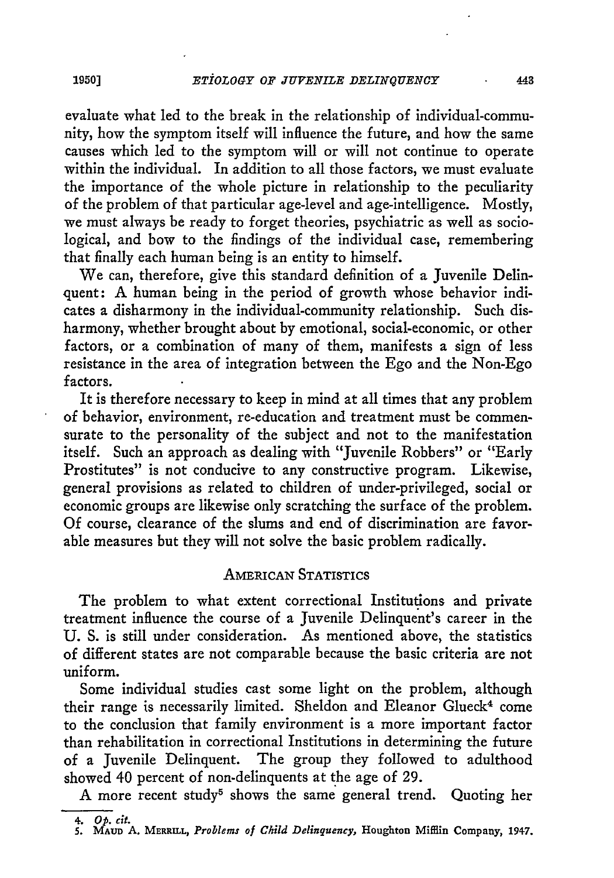evaluate what led to the break in the relationship of individual-community, how the symptom itself will influence the future, and how the same causes which led to the symptom will or will not continue to operate within the individual. In addition to all those factors, we must evaluate the importance of the whole picture in relationship to the peculiarity of the problem of that particular age-level and age-intelligence. Mostly, we must always be ready to forget theories, psychiatric as well as sociological, and bow to the findings of the individual case, remembering that finally each human being is an entity to himself.

We can, therefore, give this standard definition of a Juvenile Delinquent: A human being in the period of growth whose behavior indicates a disharmony in the individual-community relationship. Such disharmony, whether brought about by emotional, social-economic, or other factors, or a combination of many of them, manifests a sign of less resistance in the area of integration between the Ego and the Non-Ego factors.

It is therefore necessary to keep in mind at all times that any problem of behavior, environment, re-education and treatment must be commensurate to the personality of the subject and not to the manifestation itself. Such an approach as dealing with "Juvenile Robbers" or "Early Prostitutes" is not conducive to any constructive program. Likewise, general provisions as related to children of under-privileged, social or economic groups are likewise only scratching the surface of the problem. Of course, clearance of the slums and end of discrimination are favorable measures but they will not solve the basic problem radically.

## American Statistics

The problem to what extent correctional Institutions and private treatment influence the course of a Juvenile Delinquent's career in the U. S. is still under consideration. As mentioned above, the statistics of different states are not comparable because the basic criteria are not uniform.

Some individual studies cast some light on the problem, although their range is necessarily limited. Sheldon and Eleanor Glueck[4] come to the conclusion that family environment is a more important factor than rehabilitation in correctional Institutions in determining the future of a Juvenile Delinquent. The group they followed to adulthood showed 40 percent of non-delinquents at the age of 29.

A more recent study[5] shows the same general trend. Quoting her

4. *Op. cit.*
5. Maud A. Merrill, *Problems of Child Delinquency*, Houghton Mifflin Company, 1947.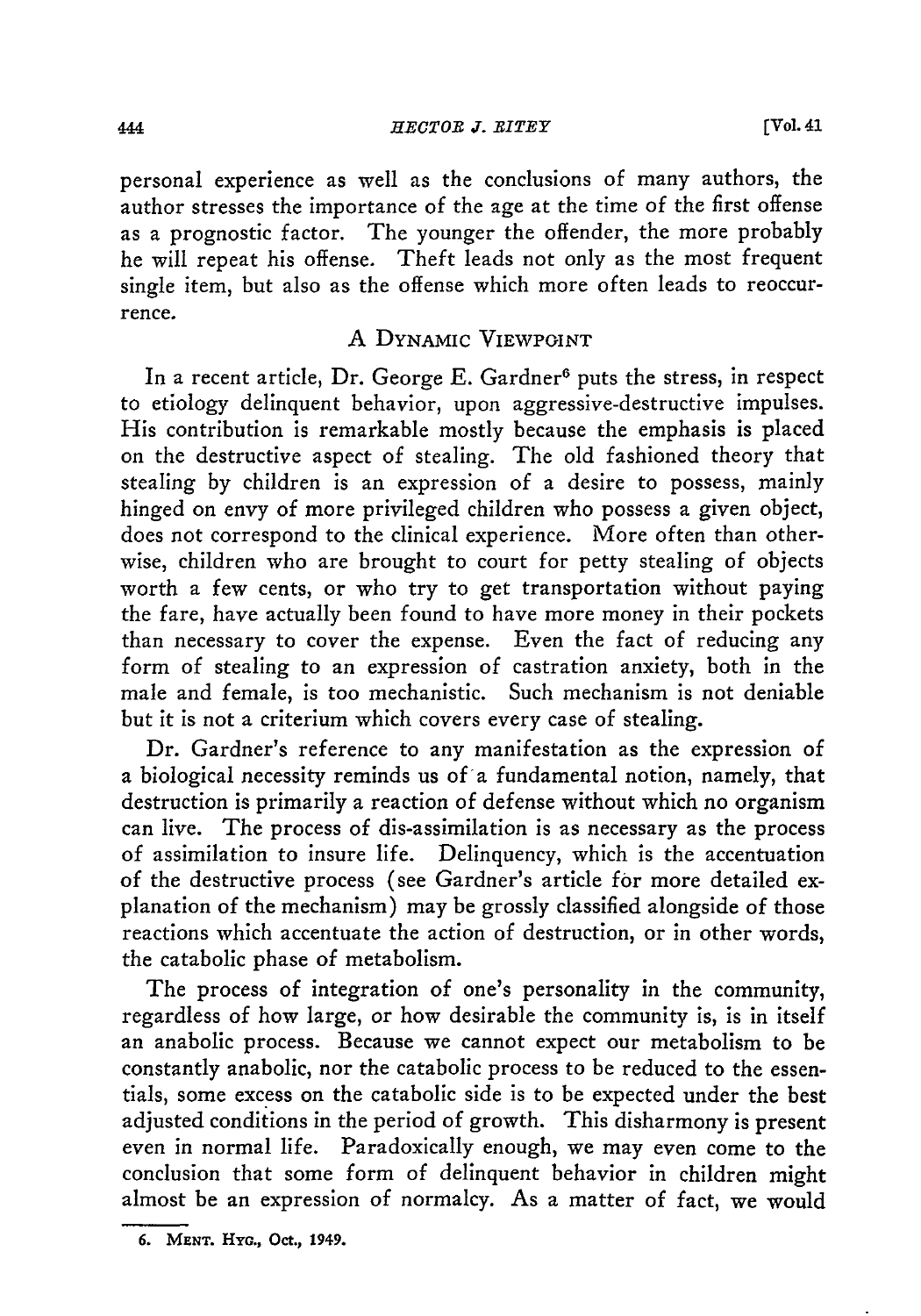personal experience as well as the conclusions of many authors, the author stresses the importance of the age at the time of the first offense as a prognostic factor. The younger the offender, the more probably he will repeat his offense. Theft leads not only as the most frequent single item, but also as the offense which more often leads to reoccurrence.

## A Dynamic Viewpoint

In a recent article, Dr. George E. Gardner[6] puts the stress, in respect to etiology delinquent behavior, upon aggressive-destructive impulses. His contribution is remarkable mostly because the emphasis is placed on the destructive aspect of stealing. The old fashioned theory that stealing by children is an expression of a desire to possess, mainly hinged on envy of more privileged children who possess a given object, does not correspond to the clinical experience. More often than otherwise, children who are brought to court for petty stealing of objects worth a few cents, or who try to get transportation without paying the fare, have actually been found to have more money in their pockets than necessary to cover the expense. Even the fact of reducing any form of stealing to an expression of castration anxiety, both in the male and female, is too mechanistic. Such mechanism is not deniable but it is not a criterium which covers every case of stealing.

Dr. Gardner's reference to any manifestation as the expression of a biological necessity reminds us of a fundamental notion, namely, that destruction is primarily a reaction of defense without which no organism can live. The process of dis-assimilation is as necessary as the process of assimilation to insure life. Delinquency, which is the accentuation of the destructive process (see Gardner's article for more detailed explanation of the mechanism) may be grossly classified alongside of those reactions which accentuate the action of destruction, or in other words, the catabolic phase of metabolism.

The process of integration of one's personality in the community, regardless of how large, or how desirable the community is, is in itself an anabolic process. Because we cannot expect our metabolism to be constantly anabolic, nor the catabolic process to be reduced to the essentials, some excess on the catabolic side is to be expected under the best adjusted conditions in the period of growth. This disharmony is present even in normal life. Paradoxically enough, we may even come to the conclusion that some form of delinquent behavior in children might almost be an expression of normalcy. As a matter of fact, we would

6. Ment. Hyg., Oct., 1949.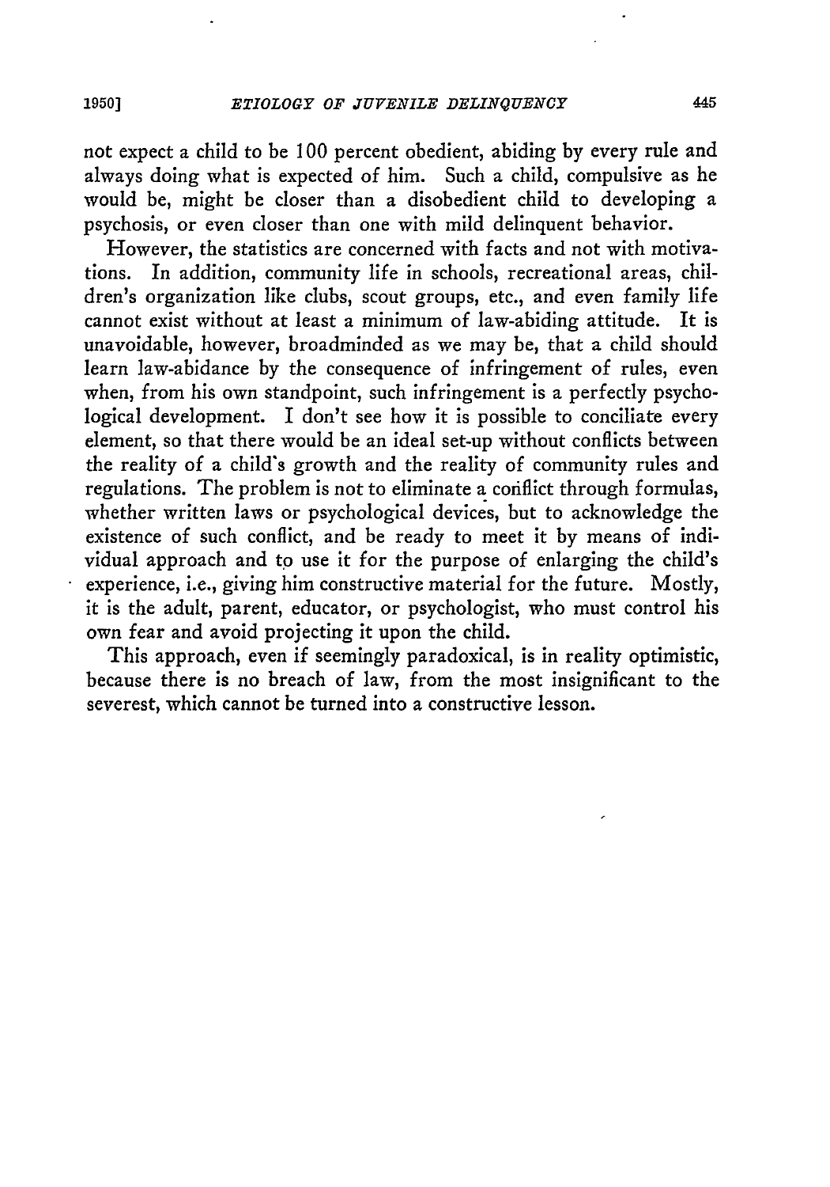not expect a child to be 100 percent obedient, abiding by every rule and always doing what is expected of him. Such a child, compulsive as he would be, might be closer than a disobedient child to developing a psychosis, or even closer than one with mild delinquent behavior.

However, the statistics are concerned with facts and not with motivations. In addition, community life in schools, recreational areas, children's organization like clubs, scout groups, etc., and even family life cannot exist without at least a minimum of law-abiding attitude. It is unavoidable, however, broadminded as we may be, that a child should learn law-abidance by the consequence of infringement of rules, even when, from his own standpoint, such infringement is a perfectly psychological development. I don't see how it is possible to conciliate every element, so that there would be an ideal set-up without conflicts between the reality of a child's growth and the reality of community rules and regulations. The problem is not to eliminate a conflict through formulas, whether written laws or psychological devices, but to acknowledge the existence of such conflict, and be ready to meet it by means of individual approach and to use it for the purpose of enlarging the child's experience, i.e., giving him constructive material for the future. Mostly, it is the adult, parent, educator, or psychologist, who must control his own fear and avoid projecting it upon the child.

This approach, even if seemingly paradoxical, is in reality optimistic, because there is no breach of law, from the most insignificant to the severest, which cannot be turned into a constructive lesson.